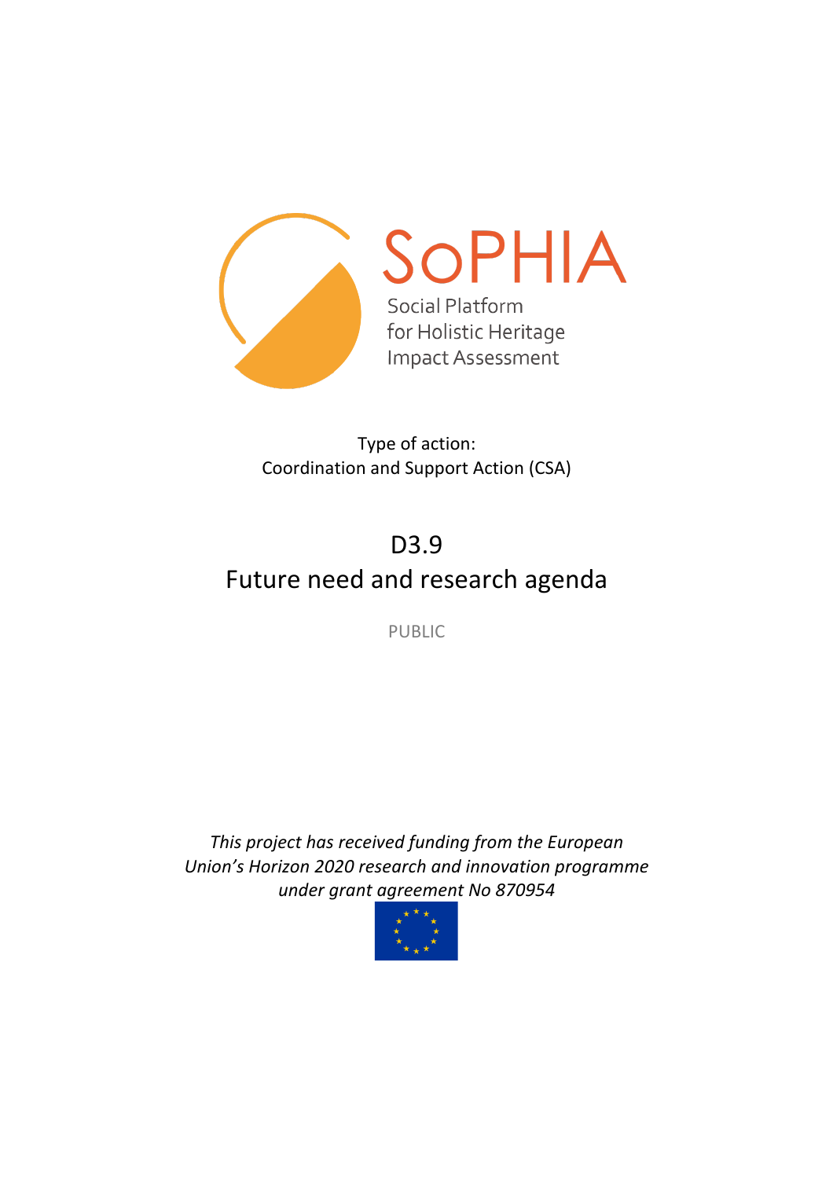# SoPHIA

Social Platform for Holistic Heritage Impact Assessment

Type of action:
Coordination and Support Action (CSA)

# D3.9
# Future need and research agenda

PUBLIC

*This project has received funding from the European Union's Horizon 2020 research and innovation programme under grant agreement No 870954*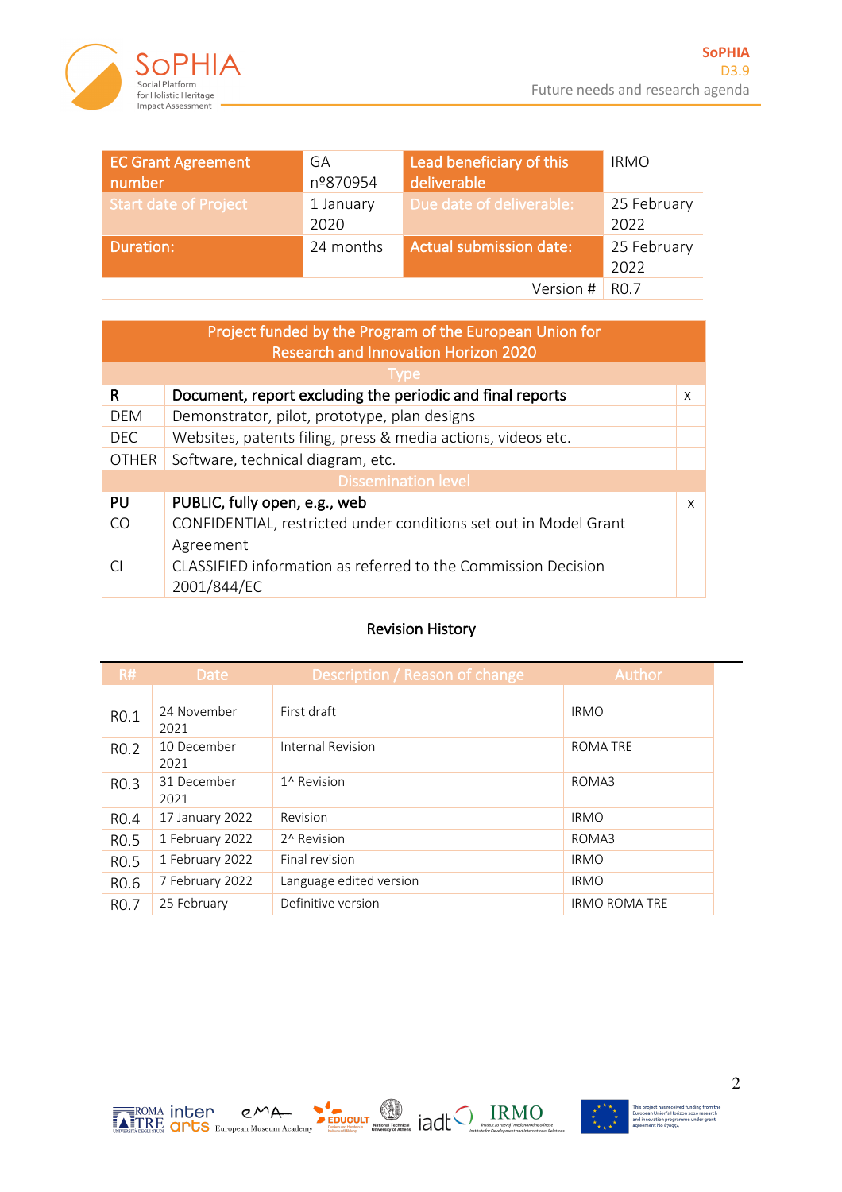| EC Grant Agreement number | GA nº870954 | Lead beneficiary of this deliverable | IRMO |
|---|---|---|---|
| Start date of Project | 1 January 2020 | Due date of deliverable: | 25 February 2022 |
| Duration: | 24 months | Actual submission date: | 25 February 2022 |
| | | Version # | R0.7 |

| Project funded by the Program of the European Union for Research and Innovation Horizon 2020 | | |
|---|---|---|
| **Type** | | |
| **R** | **Document, report excluding the periodic and final reports** | X |
| DEM | Demonstrator, pilot, prototype, plan designs | |
| DEC | Websites, patents filing, press & media actions, videos etc. | |
| OTHER | Software, technical diagram, etc. | |
| **Dissemination level** | | |
| **PU** | **PUBLIC, fully open, e.g., web** | X |
| CO | CONFIDENTIAL, restricted under conditions set out in Model Grant Agreement | |
| CI | CLASSIFIED information as referred to the Commission Decision 2001/844/EC | |

**Revision History**

| R# | Date | Description / Reason of change | Author |
|---|---|---|---|
| R0.1 | 24 November 2021 | First draft | IRMO |
| R0.2 | 10 December 2021 | Internal Revision | ROMA TRE |
| R0.3 | 31 December 2021 | 1^ Revision | ROMA3 |
| R0.4 | 17 January 2022 | Revision | IRMO |
| R0.5 | 1 February 2022 | 2^ Revision | ROMA3 |
| R0.5 | 1 February 2022 | Final revision | IRMO |
| R0.6 | 7 February 2022 | Language edited version | IRMO |
| R0.7 | 25 February | Definitive version | IRMO ROMA TRE |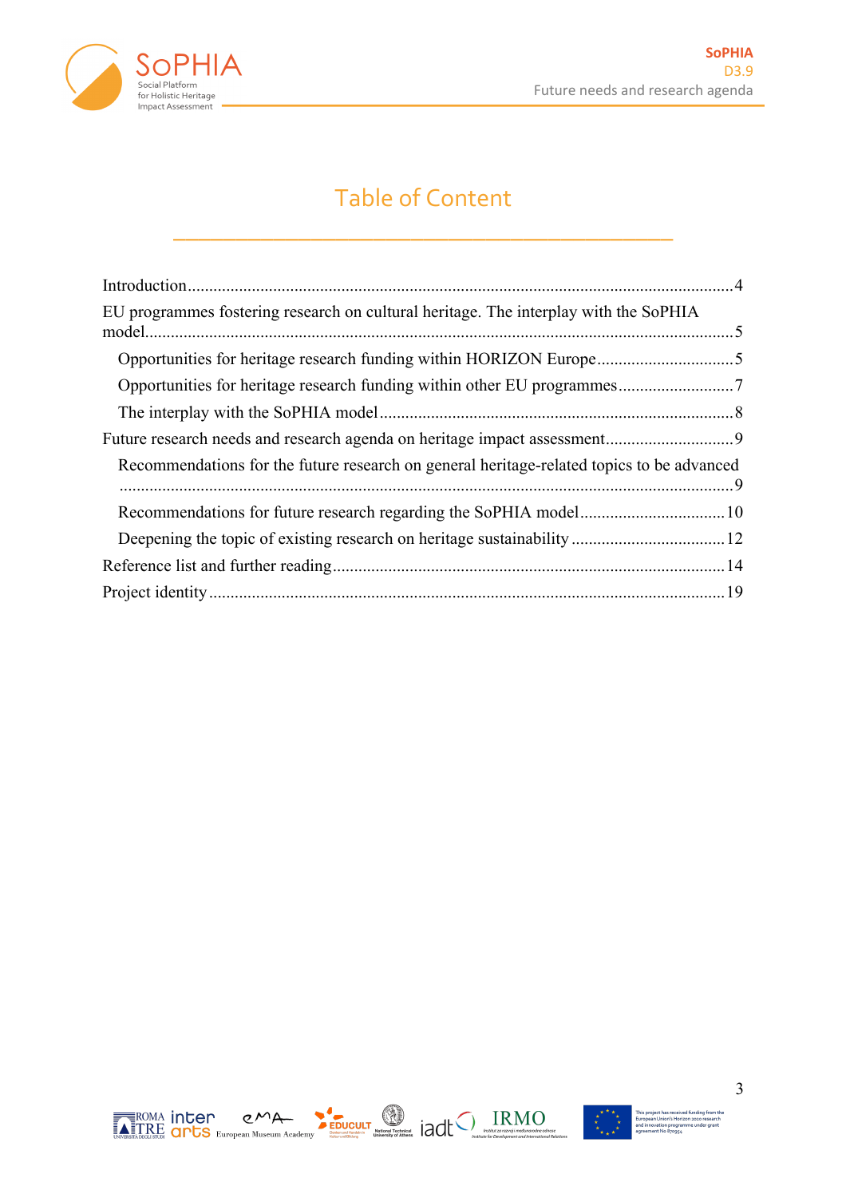# Table of Content

Introduction....4

EU programmes fostering research on cultural heritage. The interplay with the SoPHIA model....5

- Opportunities for heritage research funding within HORIZON Europe....5
- Opportunities for heritage research funding within other EU programmes....7
- The interplay with the SoPHIA model....8

Future research needs and research agenda on heritage impact assessment....9

- Recommendations for the future research on general heritage-related topics to be advanced....9
- Recommendations for future research regarding the SoPHIA model....10
- Deepening the topic of existing research on heritage sustainability....12

Reference list and further reading....14

Project identity....19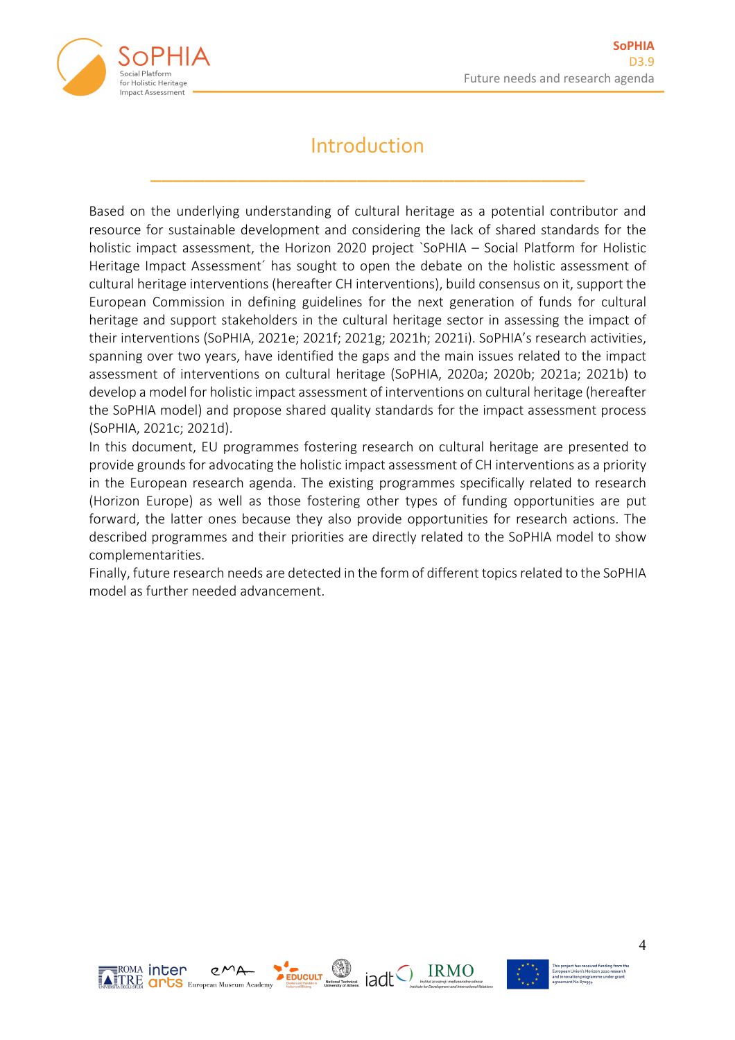# Introduction

Based on the underlying understanding of cultural heritage as a potential contributor and resource for sustainable development and considering the lack of shared standards for the holistic impact assessment, the Horizon 2020 project `SoPHIA – Social Platform for Holistic Heritage Impact Assessment´ has sought to open the debate on the holistic assessment of cultural heritage interventions (hereafter CH interventions), build consensus on it, support the European Commission in defining guidelines for the next generation of funds for cultural heritage and support stakeholders in the cultural heritage sector in assessing the impact of their interventions (SoPHIA, 2021e; 2021f; 2021g; 2021h; 2021i). SoPHIA's research activities, spanning over two years, have identified the gaps and the main issues related to the impact assessment of interventions on cultural heritage (SoPHIA, 2020a; 2020b; 2021a; 2021b) to develop a model for holistic impact assessment of interventions on cultural heritage (hereafter the SoPHIA model) and propose shared quality standards for the impact assessment process (SoPHIA, 2021c; 2021d).

In this document, EU programmes fostering research on cultural heritage are presented to provide grounds for advocating the holistic impact assessment of CH interventions as a priority in the European research agenda. The existing programmes specifically related to research (Horizon Europe) as well as those fostering other types of funding opportunities are put forward, the latter ones because they also provide opportunities for research actions. The described programmes and their priorities are directly related to the SoPHIA model to show complementarities.

Finally, future research needs are detected in the form of different topics related to the SoPHIA model as further needed advancement.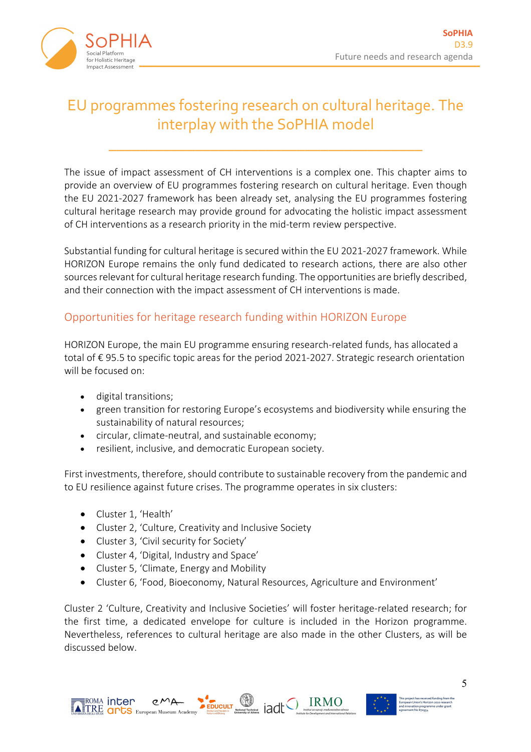# EU programmes fostering research on cultural heritage. The interplay with the SoPHIA model

The issue of impact assessment of CH interventions is a complex one. This chapter aims to provide an overview of EU programmes fostering research on cultural heritage. Even though the EU 2021-2027 framework has been already set, analysing the EU programmes fostering cultural heritage research may provide ground for advocating the holistic impact assessment of CH interventions as a research priority in the mid-term review perspective.

Substantial funding for cultural heritage is secured within the EU 2021-2027 framework. While HORIZON Europe remains the only fund dedicated to research actions, there are also other sources relevant for cultural heritage research funding. The opportunities are briefly described, and their connection with the impact assessment of CH interventions is made.

## Opportunities for heritage research funding within HORIZON Europe

HORIZON Europe, the main EU programme ensuring research-related funds, has allocated a total of € 95.5 to specific topic areas for the period 2021-2027. Strategic research orientation will be focused on:

- digital transitions;
- green transition for restoring Europe's ecosystems and biodiversity while ensuring the sustainability of natural resources;
- circular, climate-neutral, and sustainable economy;
- resilient, inclusive, and democratic European society.

First investments, therefore, should contribute to sustainable recovery from the pandemic and to EU resilience against future crises. The programme operates in six clusters:

- Cluster 1, 'Health'
- Cluster 2, 'Culture, Creativity and Inclusive Society
- Cluster 3, 'Civil security for Society'
- Cluster 4, 'Digital, Industry and Space'
- Cluster 5, 'Climate, Energy and Mobility
- Cluster 6, 'Food, Bioeconomy, Natural Resources, Agriculture and Environment'

Cluster 2 'Culture, Creativity and Inclusive Societies' will foster heritage-related research; for the first time, a dedicated envelope for culture is included in the Horizon programme. Nevertheless, references to cultural heritage are also made in the other Clusters, as will be discussed below.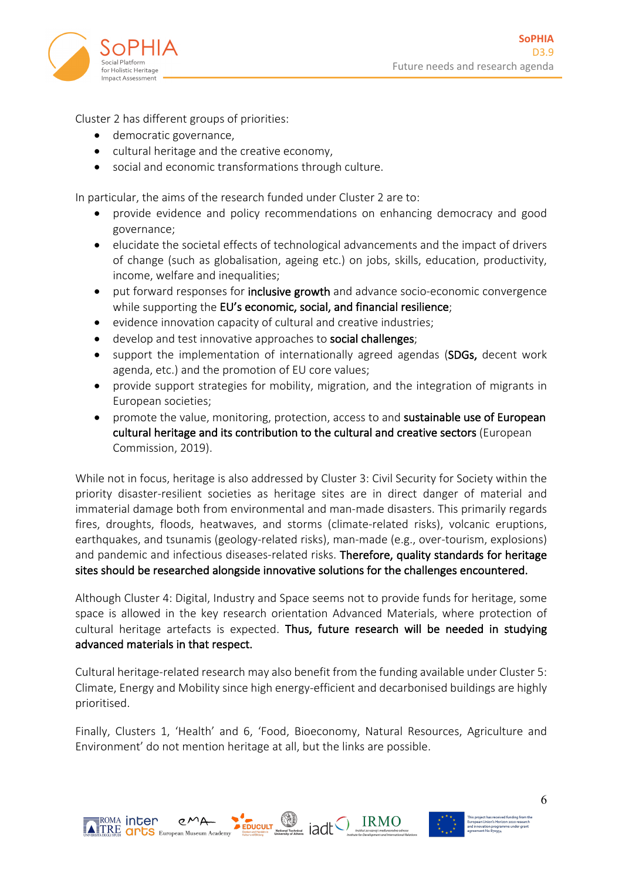Cluster 2 has different groups of priorities:

- democratic governance,
- cultural heritage and the creative economy,
- social and economic transformations through culture.

In particular, the aims of the research funded under Cluster 2 are to:

- provide evidence and policy recommendations on enhancing democracy and good governance;
- elucidate the societal effects of technological advancements and the impact of drivers of change (such as globalisation, ageing etc.) on jobs, skills, education, productivity, income, welfare and inequalities;
- put forward responses for **inclusive growth** and advance socio-economic convergence while supporting the **EU's economic, social, and financial resilience**;
- evidence innovation capacity of cultural and creative industries;
- develop and test innovative approaches to **social challenges**;
- support the implementation of internationally agreed agendas (**SDGs,** decent work agenda, etc.) and the promotion of EU core values;
- provide support strategies for mobility, migration, and the integration of migrants in European societies;
- promote the value, monitoring, protection, access to and **sustainable use of European cultural heritage and its contribution to the cultural and creative sectors** (European Commission, 2019).

While not in focus, heritage is also addressed by Cluster 3: Civil Security for Society within the priority disaster-resilient societies as heritage sites are in direct danger of material and immaterial damage both from environmental and man-made disasters. This primarily regards fires, droughts, floods, heatwaves, and storms (climate-related risks), volcanic eruptions, earthquakes, and tsunamis (geology-related risks), man-made (e.g., over-tourism, explosions) and pandemic and infectious diseases-related risks. **Therefore, quality standards for heritage sites should be researched alongside innovative solutions for the challenges encountered.**

Although Cluster 4: Digital, Industry and Space seems not to provide funds for heritage, some space is allowed in the key research orientation Advanced Materials, where protection of cultural heritage artefacts is expected. **Thus, future research will be needed in studying advanced materials in that respect.**

Cultural heritage-related research may also benefit from the funding available under Cluster 5: Climate, Energy and Mobility since high energy-efficient and decarbonised buildings are highly prioritised.

Finally, Clusters 1, 'Health' and 6, 'Food, Bioeconomy, Natural Resources, Agriculture and Environment' do not mention heritage at all, but the links are possible.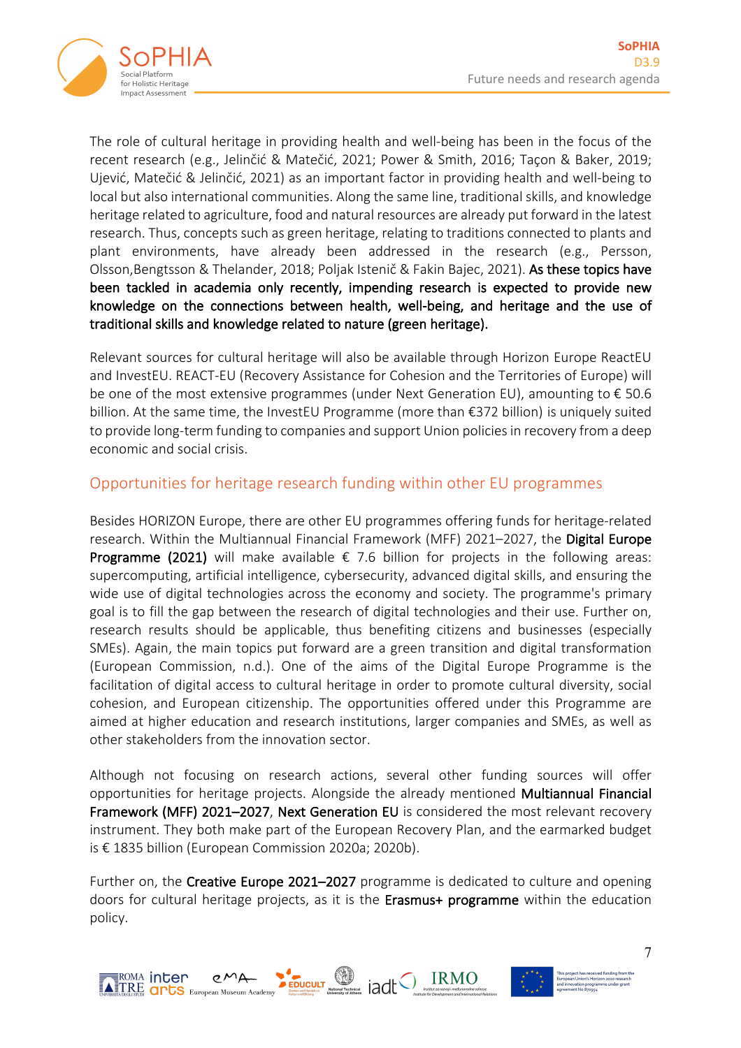The role of cultural heritage in providing health and well-being has been in the focus of the recent research (e.g., Jelinčić & Matečić, 2021; Power & Smith, 2016; Taçon & Baker, 2019; Ujević, Matečić & Jelinčić, 2021) as an important factor in providing health and well-being to local but also international communities. Along the same line, traditional skills, and knowledge heritage related to agriculture, food and natural resources are already put forward in the latest research. Thus, concepts such as green heritage, relating to traditions connected to plants and plant environments, have already been addressed in the research (e.g., Persson, Olsson,Bengtsson & Thelander, 2018; Poljak Istenič & Fakin Bajec, 2021). **As these topics have been tackled in academia only recently, impending research is expected to provide new knowledge on the connections between health, well-being, and heritage and the use of traditional skills and knowledge related to nature (green heritage).**

Relevant sources for cultural heritage will also be available through Horizon Europe ReactEU and InvestEU. REACT-EU (Recovery Assistance for Cohesion and the Territories of Europe) will be one of the most extensive programmes (under Next Generation EU), amounting to € 50.6 billion. At the same time, the InvestEU Programme (more than €372 billion) is uniquely suited to provide long-term funding to companies and support Union policies in recovery from a deep economic and social crisis.

## Opportunities for heritage research funding within other EU programmes

Besides HORIZON Europe, there are other EU programmes offering funds for heritage-related research. Within the Multiannual Financial Framework (MFF) 2021–2027, the **Digital Europe Programme (2021)** will make available € 7.6 billion for projects in the following areas: supercomputing, artificial intelligence, cybersecurity, advanced digital skills, and ensuring the wide use of digital technologies across the economy and society. The programme's primary goal is to fill the gap between the research of digital technologies and their use. Further on, research results should be applicable, thus benefiting citizens and businesses (especially SMEs). Again, the main topics put forward are a green transition and digital transformation (European Commission, n.d.). One of the aims of the Digital Europe Programme is the facilitation of digital access to cultural heritage in order to promote cultural diversity, social cohesion, and European citizenship. The opportunities offered under this Programme are aimed at higher education and research institutions, larger companies and SMEs, as well as other stakeholders from the innovation sector.

Although not focusing on research actions, several other funding sources will offer opportunities for heritage projects. Alongside the already mentioned **Multiannual Financial Framework (MFF) 2021–2027**, **Next Generation EU** is considered the most relevant recovery instrument. They both make part of the European Recovery Plan, and the earmarked budget is € 1835 billion (European Commission 2020a; 2020b).

Further on, the **Creative Europe 2021–2027** programme is dedicated to culture and opening doors for cultural heritage projects, as it is the **Erasmus+ programme** within the education policy.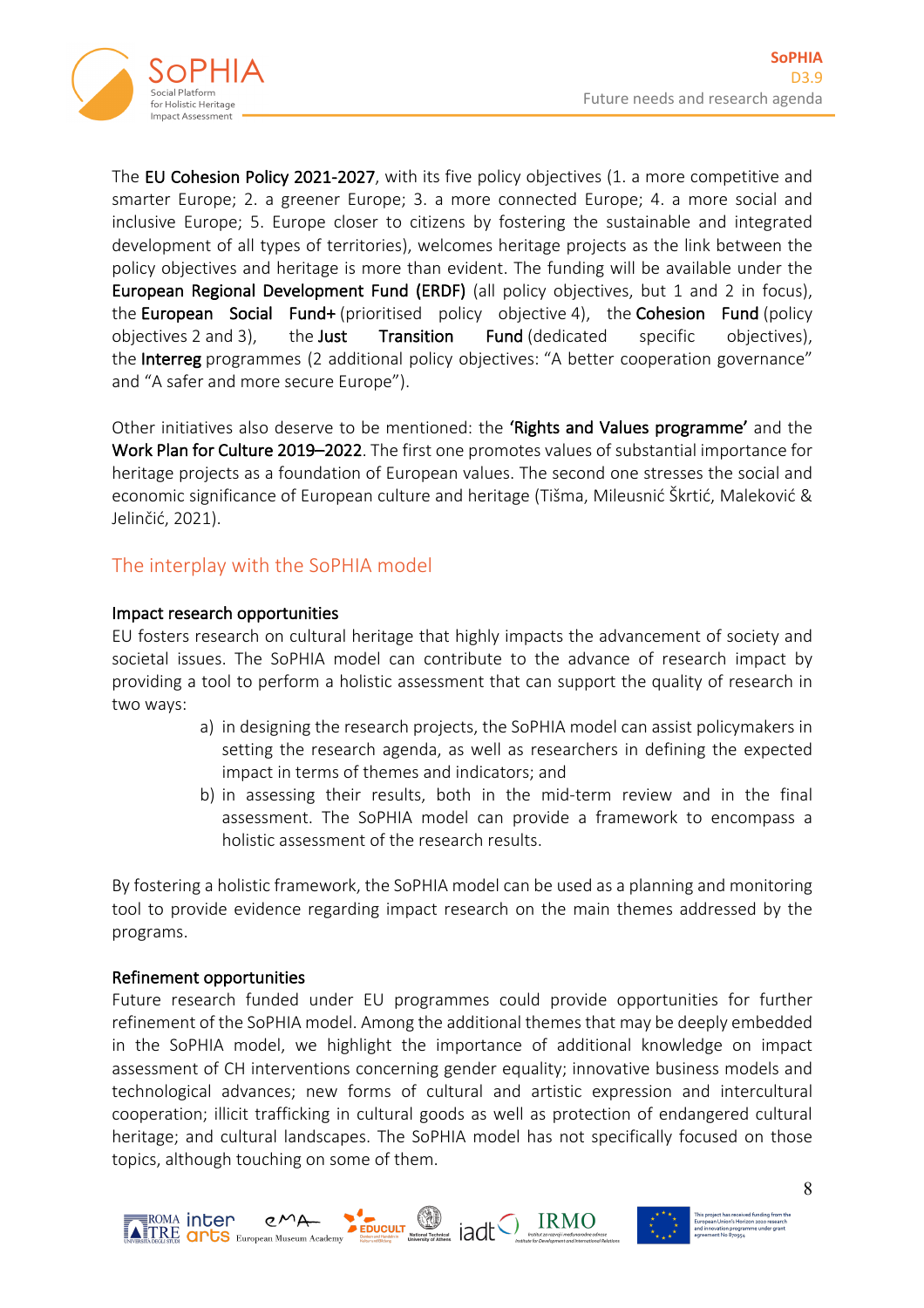The **EU Cohesion Policy 2021-2027**, with its five policy objectives (1. a more competitive and smarter Europe; 2. a greener Europe; 3. a more connected Europe; 4. a more social and inclusive Europe; 5. Europe closer to citizens by fostering the sustainable and integrated development of all types of territories), welcomes heritage projects as the link between the policy objectives and heritage is more than evident. The funding will be available under the **European Regional Development Fund (ERDF)** (all policy objectives, but 1 and 2 in focus), the **European Social Fund+** (prioritised policy objective 4), the **Cohesion Fund** (policy objectives 2 and 3), the **Just Transition Fund** (dedicated specific objectives), the **Interreg** programmes (2 additional policy objectives: "A better cooperation governance" and "A safer and more secure Europe").

Other initiatives also deserve to be mentioned: the **'Rights and Values programme'** and the **Work Plan for Culture 2019–2022**. The first one promotes values of substantial importance for heritage projects as a foundation of European values. The second one stresses the social and economic significance of European culture and heritage (Tišma, Mileusnić Škrtić, Maleković & Jelinčić, 2021).

## The interplay with the SoPHIA model

### Impact research opportunities

EU fosters research on cultural heritage that highly impacts the advancement of society and societal issues. The SoPHIA model can contribute to the advance of research impact by providing a tool to perform a holistic assessment that can support the quality of research in two ways:

a) in designing the research projects, the SoPHIA model can assist policymakers in setting the research agenda, as well as researchers in defining the expected impact in terms of themes and indicators; and
b) in assessing their results, both in the mid-term review and in the final assessment. The SoPHIA model can provide a framework to encompass a holistic assessment of the research results.

By fostering a holistic framework, the SoPHIA model can be used as a planning and monitoring tool to provide evidence regarding impact research on the main themes addressed by the programs.

### Refinement opportunities

Future research funded under EU programmes could provide opportunities for further refinement of the SoPHIA model. Among the additional themes that may be deeply embedded in the SoPHIA model, we highlight the importance of additional knowledge on impact assessment of CH interventions concerning gender equality; innovative business models and technological advances; new forms of cultural and artistic expression and intercultural cooperation; illicit trafficking in cultural goods as well as protection of endangered cultural heritage; and cultural landscapes. The SoPHIA model has not specifically focused on those topics, although touching on some of them.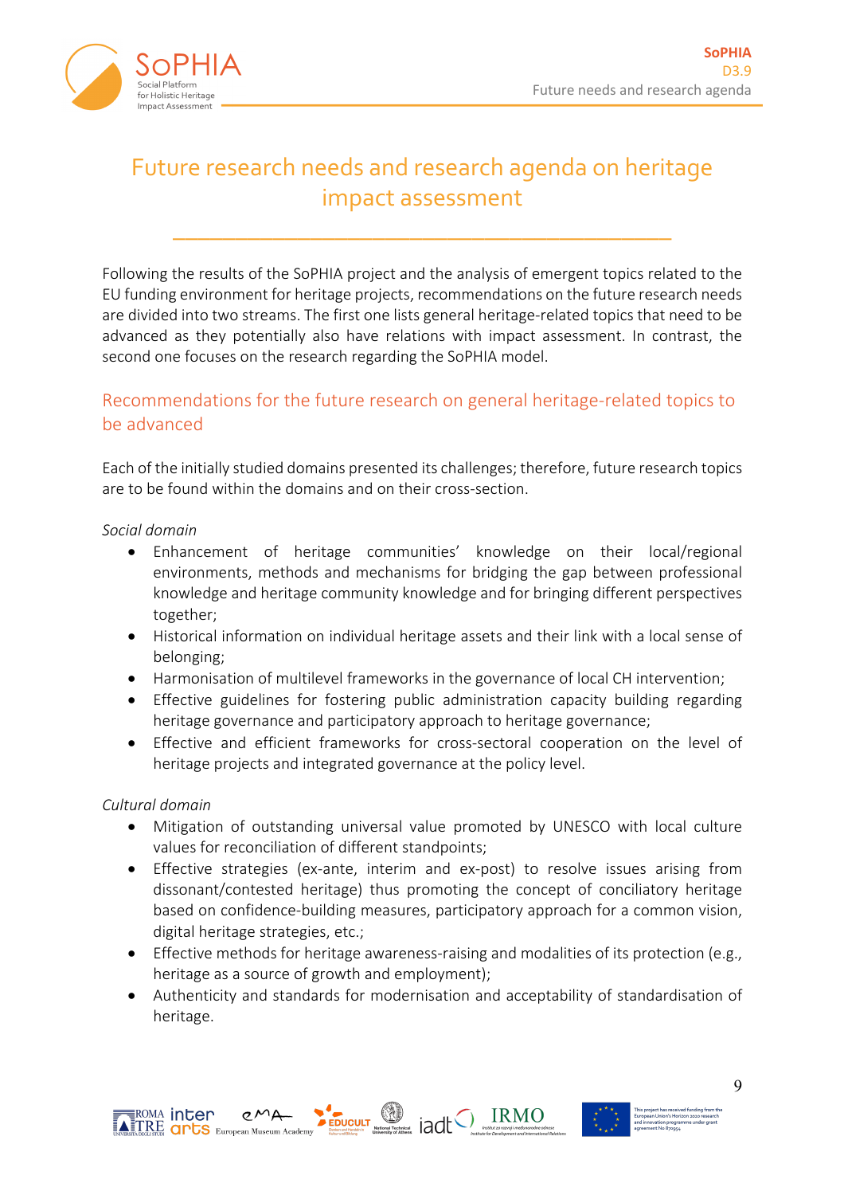# Future research needs and research agenda on heritage impact assessment

Following the results of the SoPHIA project and the analysis of emergent topics related to the EU funding environment for heritage projects, recommendations on the future research needs are divided into two streams. The first one lists general heritage-related topics that need to be advanced as they potentially also have relations with impact assessment. In contrast, the second one focuses on the research regarding the SoPHIA model.

## Recommendations for the future research on general heritage-related topics to be advanced

Each of the initially studied domains presented its challenges; therefore, future research topics are to be found within the domains and on their cross-section.

*Social domain*

- Enhancement of heritage communities' knowledge on their local/regional environments, methods and mechanisms for bridging the gap between professional knowledge and heritage community knowledge and for bringing different perspectives together;
- Historical information on individual heritage assets and their link with a local sense of belonging;
- Harmonisation of multilevel frameworks in the governance of local CH intervention;
- Effective guidelines for fostering public administration capacity building regarding heritage governance and participatory approach to heritage governance;
- Effective and efficient frameworks for cross-sectoral cooperation on the level of heritage projects and integrated governance at the policy level.

*Cultural domain*

- Mitigation of outstanding universal value promoted by UNESCO with local culture values for reconciliation of different standpoints;
- Effective strategies (ex-ante, interim and ex-post) to resolve issues arising from dissonant/contested heritage) thus promoting the concept of conciliatory heritage based on confidence-building measures, participatory approach for a common vision, digital heritage strategies, etc.;
- Effective methods for heritage awareness-raising and modalities of its protection (e.g., heritage as a source of growth and employment);
- Authenticity and standards for modernisation and acceptability of standardisation of heritage.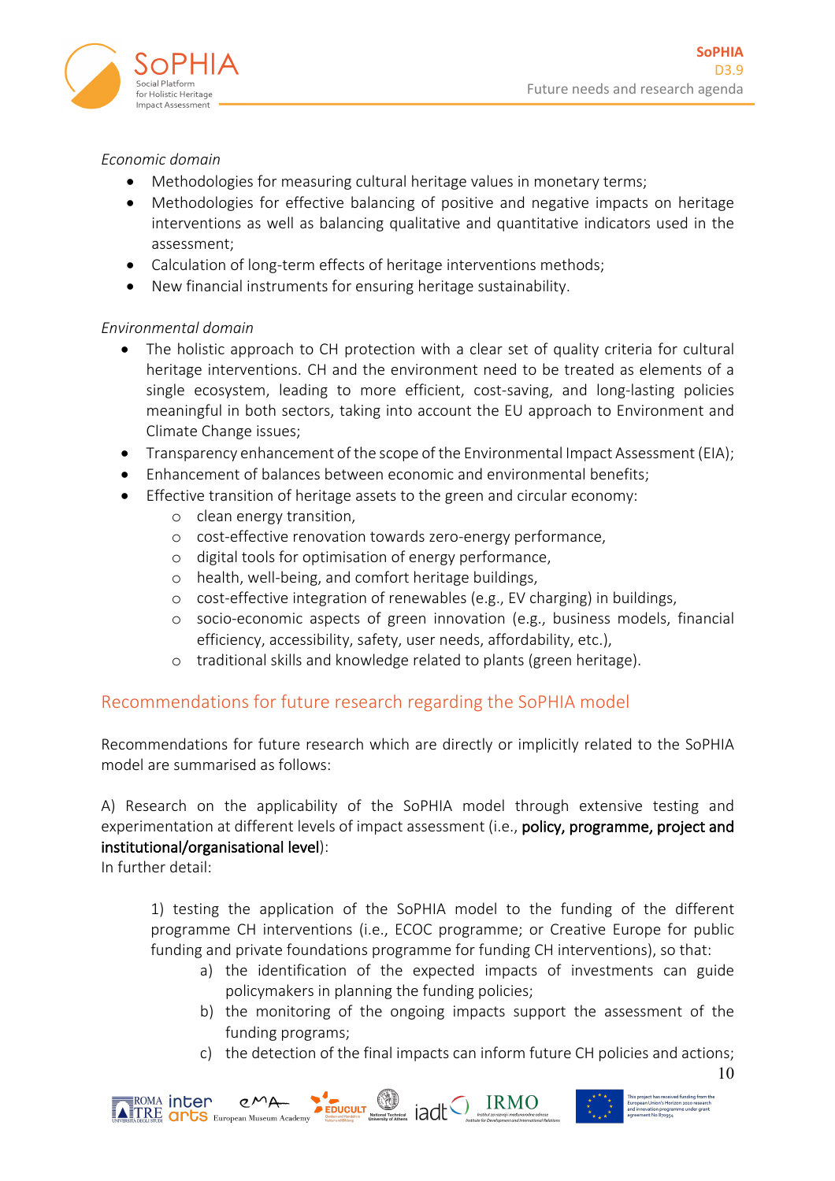*Economic domain*

- Methodologies for measuring cultural heritage values in monetary terms;
- Methodologies for effective balancing of positive and negative impacts on heritage interventions as well as balancing qualitative and quantitative indicators used in the assessment;
- Calculation of long-term effects of heritage interventions methods;
- New financial instruments for ensuring heritage sustainability.

*Environmental domain*

- The holistic approach to CH protection with a clear set of quality criteria for cultural heritage interventions. CH and the environment need to be treated as elements of a single ecosystem, leading to more efficient, cost-saving, and long-lasting policies meaningful in both sectors, taking into account the EU approach to Environment and Climate Change issues;
- Transparency enhancement of the scope of the Environmental Impact Assessment (EIA);
- Enhancement of balances between economic and environmental benefits;
- Effective transition of heritage assets to the green and circular economy:
  - clean energy transition,
  - cost-effective renovation towards zero-energy performance,
  - digital tools for optimisation of energy performance,
  - health, well-being, and comfort heritage buildings,
  - cost-effective integration of renewables (e.g., EV charging) in buildings,
  - socio-economic aspects of green innovation (e.g., business models, financial efficiency, accessibility, safety, user needs, affordability, etc.),
  - traditional skills and knowledge related to plants (green heritage).

## Recommendations for future research regarding the SoPHIA model

Recommendations for future research which are directly or implicitly related to the SoPHIA model are summarised as follows:

A) Research on the applicability of the SoPHIA model through extensive testing and experimentation at different levels of impact assessment (i.e., **policy, programme, project and institutional/organisational level**):
In further detail:

1) testing the application of the SoPHIA model to the funding of the different programme CH interventions (i.e., ECOC programme; or Creative Europe for public funding and private foundations programme for funding CH interventions), so that:
   a) the identification of the expected impacts of investments can guide policymakers in planning the funding policies;
   b) the monitoring of the ongoing impacts support the assessment of the funding programs;
   c) the detection of the final impacts can inform future CH policies and actions;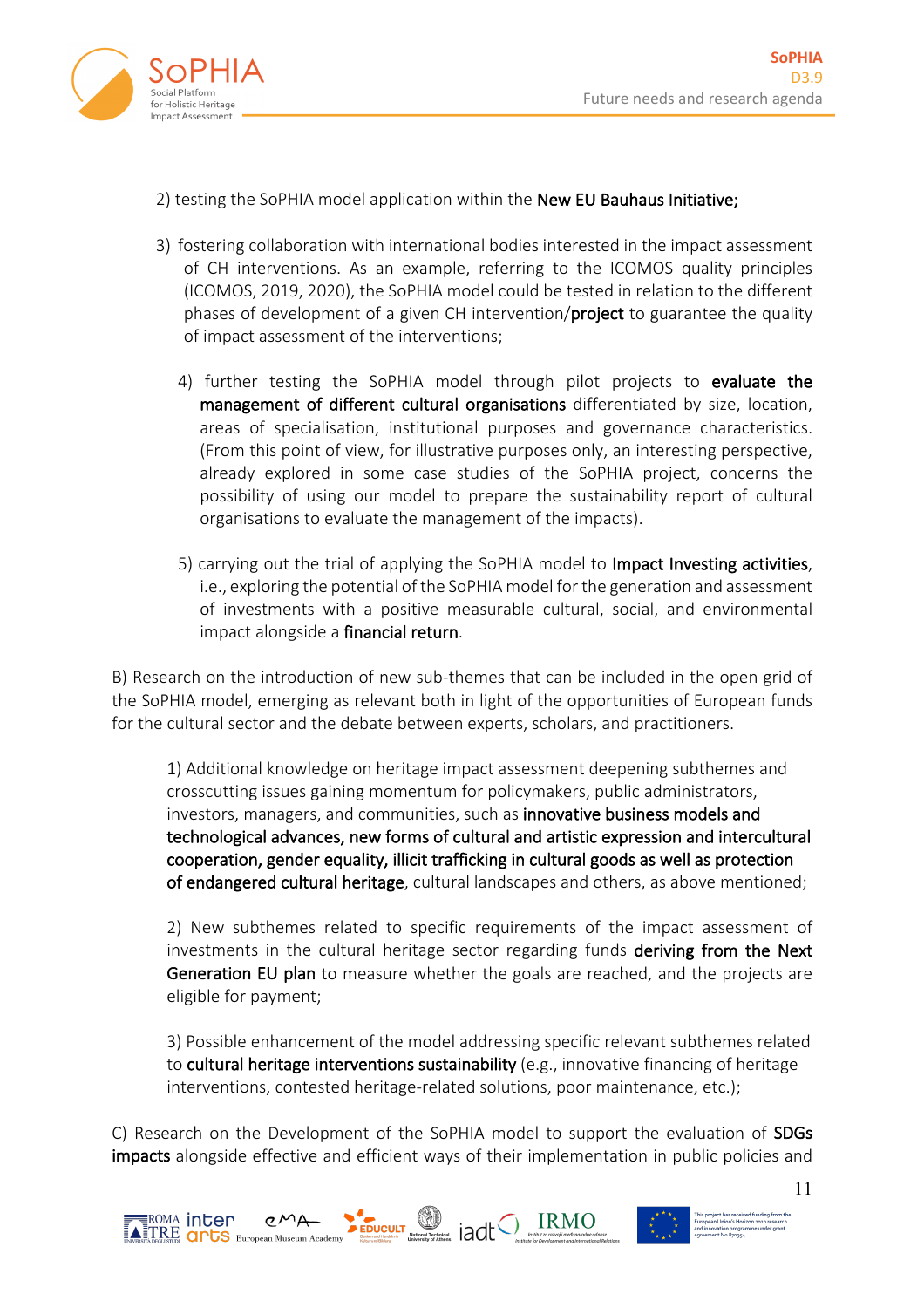2) testing the SoPHIA model application within the **New EU Bauhaus Initiative;**

3) fostering collaboration with international bodies interested in the impact assessment of CH interventions. As an example, referring to the ICOMOS quality principles (ICOMOS, 2019, 2020), the SoPHIA model could be tested in relation to the different phases of development of a given CH intervention/**project** to guarantee the quality of impact assessment of the interventions;

4) further testing the SoPHIA model through pilot projects to **evaluate the management of different cultural organisations** differentiated by size, location, areas of specialisation, institutional purposes and governance characteristics. (From this point of view, for illustrative purposes only, an interesting perspective, already explored in some case studies of the SoPHIA project, concerns the possibility of using our model to prepare the sustainability report of cultural organisations to evaluate the management of the impacts).

5) carrying out the trial of applying the SoPHIA model to **Impact Investing activities**, i.e., exploring the potential of the SoPHIA model for the generation and assessment of investments with a positive measurable cultural, social, and environmental impact alongside a **financial return**.

B) Research on the introduction of new sub-themes that can be included in the open grid of the SoPHIA model, emerging as relevant both in light of the opportunities of European funds for the cultural sector and the debate between experts, scholars, and practitioners.

1) Additional knowledge on heritage impact assessment deepening subthemes and crosscutting issues gaining momentum for policymakers, public administrators, investors, managers, and communities, such as **innovative business models and technological advances, new forms of cultural and artistic expression and intercultural cooperation, gender equality, illicit trafficking in cultural goods as well as protection of endangered cultural heritage**, cultural landscapes and others, as above mentioned;

2) New subthemes related to specific requirements of the impact assessment of investments in the cultural heritage sector regarding funds **deriving from the Next Generation EU plan** to measure whether the goals are reached, and the projects are eligible for payment;

3) Possible enhancement of the model addressing specific relevant subthemes related to **cultural heritage interventions sustainability** (e.g., innovative financing of heritage interventions, contested heritage-related solutions, poor maintenance, etc.);

C) Research on the Development of the SoPHIA model to support the evaluation of **SDGs impacts** alongside effective and efficient ways of their implementation in public policies and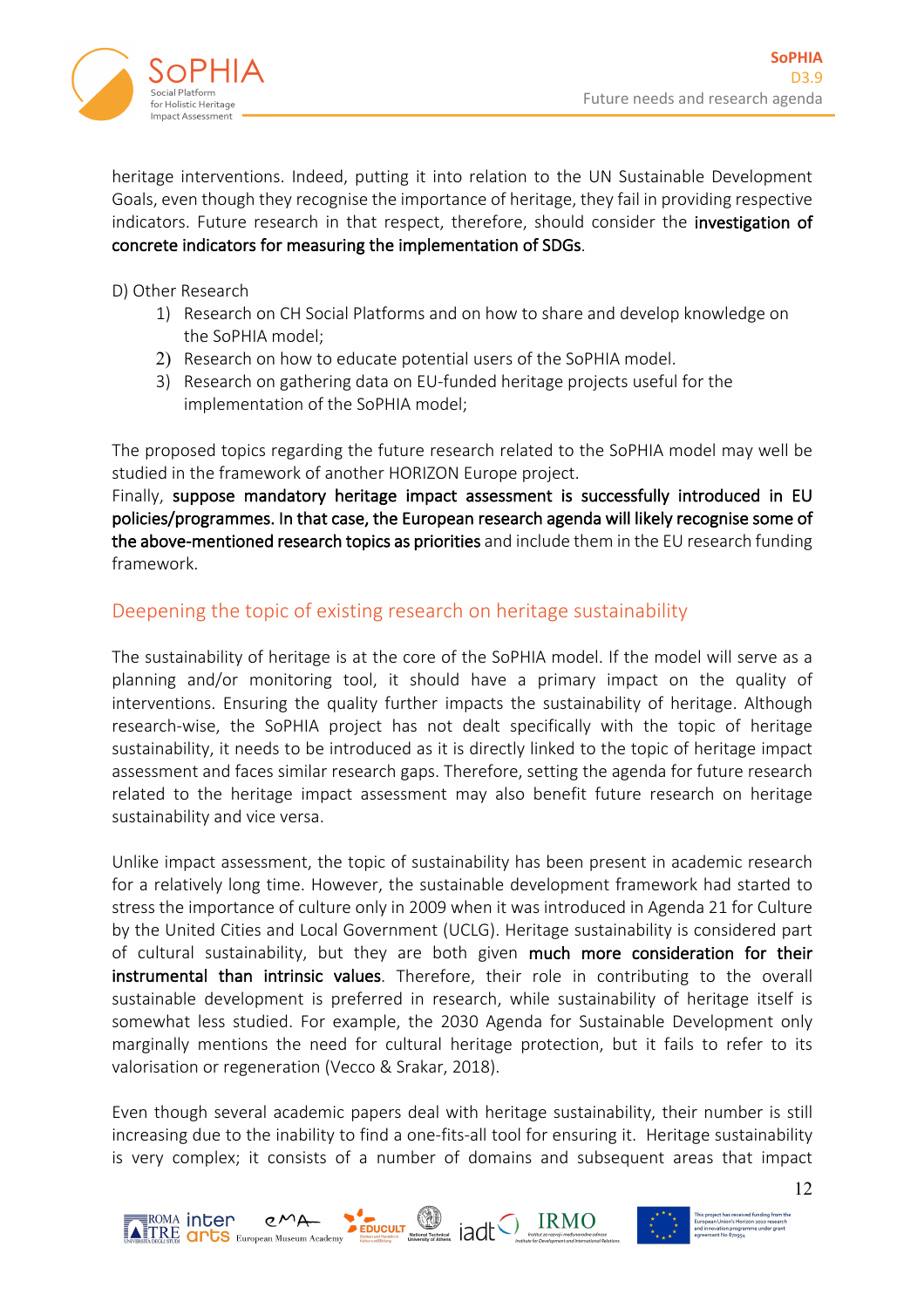heritage interventions. Indeed, putting it into relation to the UN Sustainable Development Goals, even though they recognise the importance of heritage, they fail in providing respective indicators. Future research in that respect, therefore, should consider the **investigation of concrete indicators for measuring the implementation of SDGs**.

D) Other Research

1) Research on CH Social Platforms and on how to share and develop knowledge on the SoPHIA model;
2) Research on how to educate potential users of the SoPHIA model.
3) Research on gathering data on EU-funded heritage projects useful for the implementation of the SoPHIA model;

The proposed topics regarding the future research related to the SoPHIA model may well be studied in the framework of another HORIZON Europe project.
Finally, **suppose mandatory heritage impact assessment is successfully introduced in EU policies/programmes. In that case, the European research agenda will likely recognise some of the above-mentioned research topics as priorities** and include them in the EU research funding framework.

## Deepening the topic of existing research on heritage sustainability

The sustainability of heritage is at the core of the SoPHIA model. If the model will serve as a planning and/or monitoring tool, it should have a primary impact on the quality of interventions. Ensuring the quality further impacts the sustainability of heritage. Although research-wise, the SoPHIA project has not dealt specifically with the topic of heritage sustainability, it needs to be introduced as it is directly linked to the topic of heritage impact assessment and faces similar research gaps. Therefore, setting the agenda for future research related to the heritage impact assessment may also benefit future research on heritage sustainability and vice versa.

Unlike impact assessment, the topic of sustainability has been present in academic research for a relatively long time. However, the sustainable development framework had started to stress the importance of culture only in 2009 when it was introduced in Agenda 21 for Culture by the United Cities and Local Government (UCLG). Heritage sustainability is considered part of cultural sustainability, but they are both given **much more consideration for their instrumental than intrinsic values**. Therefore, their role in contributing to the overall sustainable development is preferred in research, while sustainability of heritage itself is somewhat less studied. For example, the 2030 Agenda for Sustainable Development only marginally mentions the need for cultural heritage protection, but it fails to refer to its valorisation or regeneration (Vecco & Srakar, 2018).

Even though several academic papers deal with heritage sustainability, their number is still increasing due to the inability to find a one-fits-all tool for ensuring it. Heritage sustainability is very complex; it consists of a number of domains and subsequent areas that impact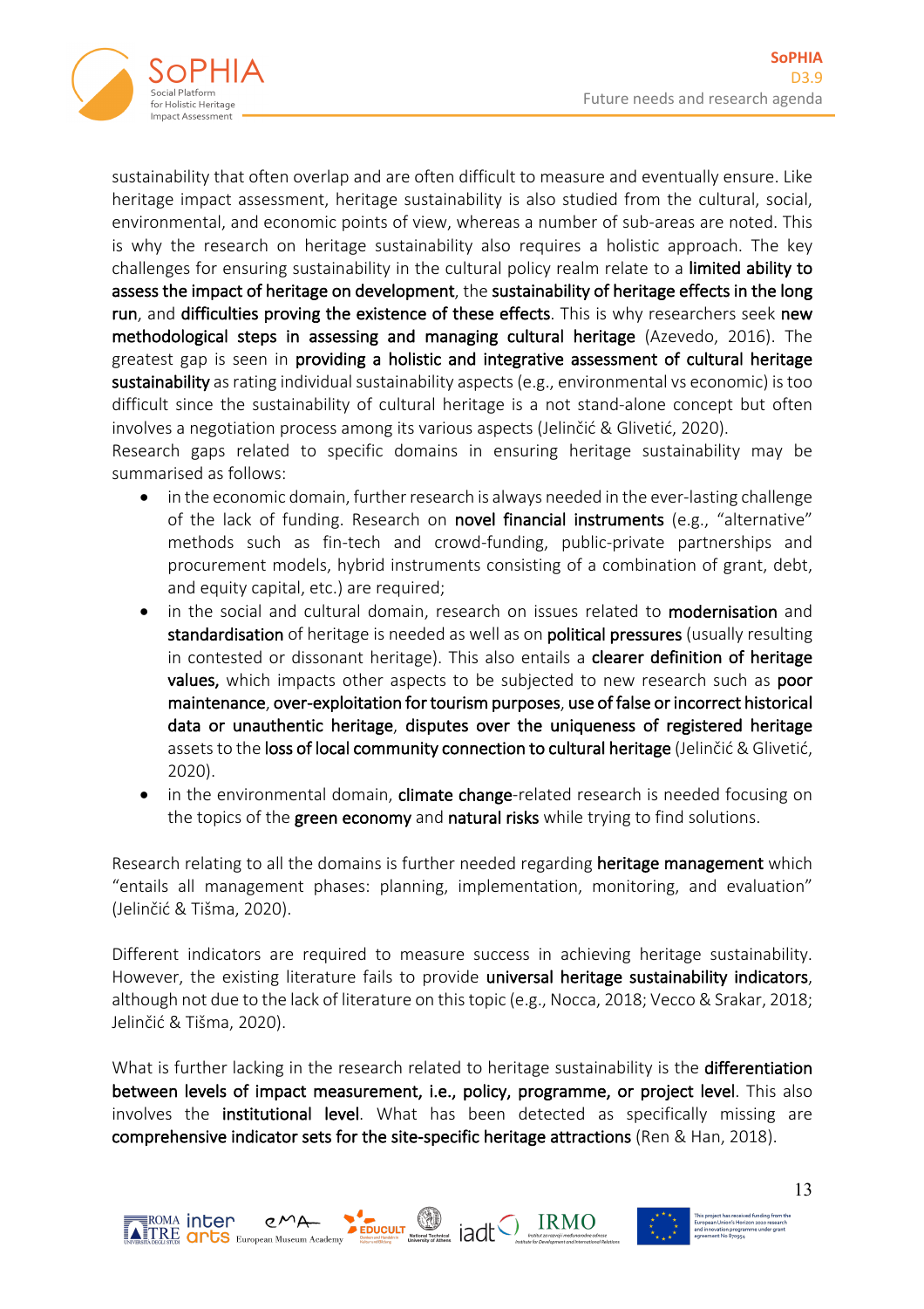sustainability that often overlap and are often difficult to measure and eventually ensure. Like heritage impact assessment, heritage sustainability is also studied from the cultural, social, environmental, and economic points of view, whereas a number of sub-areas are noted. This is why the research on heritage sustainability also requires a holistic approach. The key challenges for ensuring sustainability in the cultural policy realm relate to a **limited ability to assess the impact of heritage on development**, the **sustainability of heritage effects in the long run**, and **difficulties proving the existence of these effects**. This is why researchers seek **new methodological steps in assessing and managing cultural heritage** (Azevedo, 2016). The greatest gap is seen in **providing a holistic and integrative assessment of cultural heritage sustainability** as rating individual sustainability aspects (e.g., environmental vs economic) is too difficult since the sustainability of cultural heritage is a not stand-alone concept but often involves a negotiation process among its various aspects (Jelinčić & Glivetić, 2020).

Research gaps related to specific domains in ensuring heritage sustainability may be summarised as follows:

- in the economic domain, further research is always needed in the ever-lasting challenge of the lack of funding. Research on **novel financial instruments** (e.g., "alternative" methods such as fin-tech and crowd-funding, public-private partnerships and procurement models, hybrid instruments consisting of a combination of grant, debt, and equity capital, etc.) are required;
- in the social and cultural domain, research on issues related to **modernisation** and **standardisation** of heritage is needed as well as on **political pressures** (usually resulting in contested or dissonant heritage). This also entails a **clearer definition of heritage values,** which impacts other aspects to be subjected to new research such as **poor maintenance**, **over-exploitation for tourism purposes**, **use of false or incorrect historical data or unauthentic heritage**, **disputes over the uniqueness of registered heritage** assets to the **loss of local community connection to cultural heritage** (Jelinčić & Glivetić, 2020).
- in the environmental domain, **climate change**-related research is needed focusing on the topics of the **green economy** and **natural risks** while trying to find solutions.

Research relating to all the domains is further needed regarding **heritage management** which "entails all management phases: planning, implementation, monitoring, and evaluation" (Jelinčić & Tišma, 2020).

Different indicators are required to measure success in achieving heritage sustainability. However, the existing literature fails to provide **universal heritage sustainability indicators**, although not due to the lack of literature on this topic (e.g., Nocca, 2018; Vecco & Srakar, 2018; Jelinčić & Tišma, 2020).

What is further lacking in the research related to heritage sustainability is the **differentiation between levels of impact measurement, i.e., policy, programme, or project level**. This also involves the **institutional level**. What has been detected as specifically missing are **comprehensive indicator sets for the site-specific heritage attractions** (Ren & Han, 2018).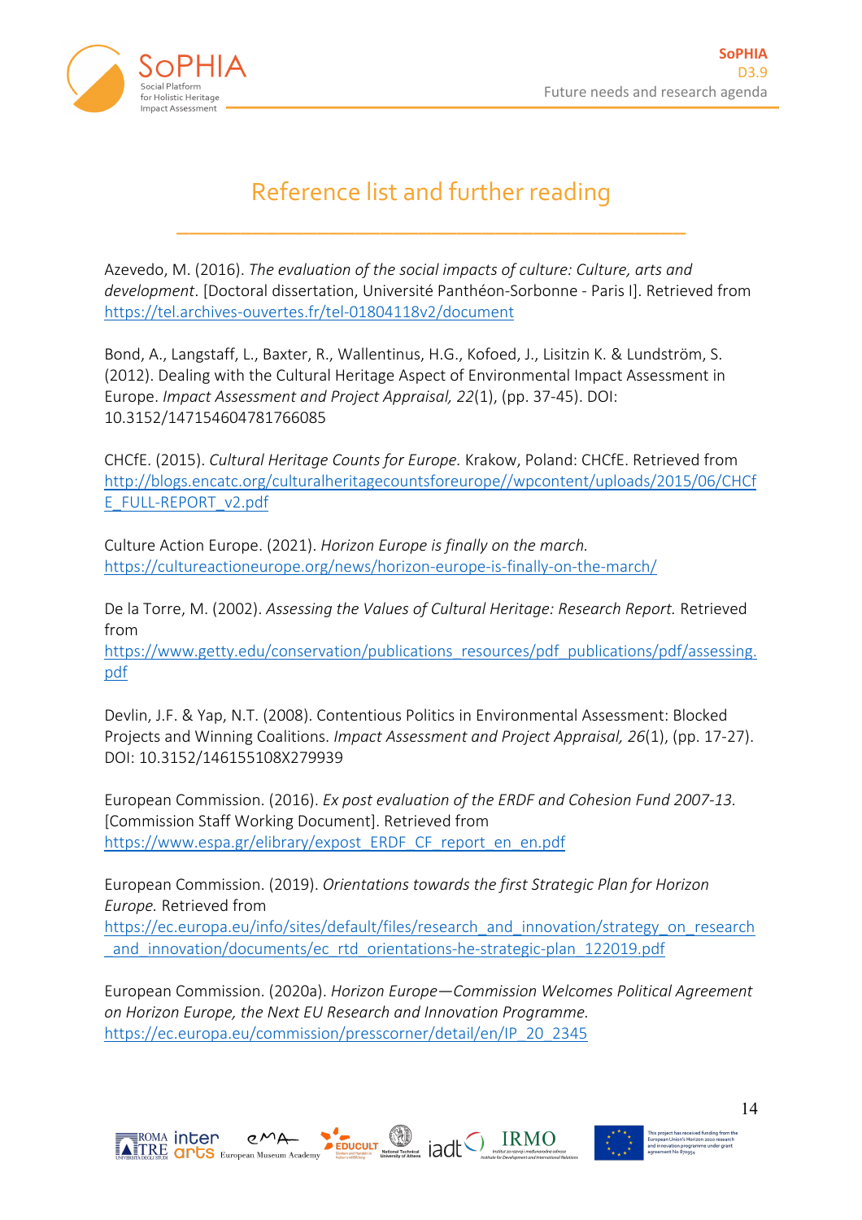# Reference list and further reading

Azevedo, M. (2016). *The evaluation of the social impacts of culture: Culture, arts and development*. [Doctoral dissertation, Université Panthéon-Sorbonne - Paris I]. Retrieved from https://tel.archives-ouvertes.fr/tel-01804118v2/document

Bond, A., Langstaff, L., Baxter, R., Wallentinus, H.G., Kofoed, J., Lisitzin K. & Lundström, S. (2012). Dealing with the Cultural Heritage Aspect of Environmental Impact Assessment in Europe. *Impact Assessment and Project Appraisal, 22*(1), (pp. 37-45). DOI: 10.3152/147154604781766085

CHCfE. (2015). *Cultural Heritage Counts for Europe.* Krakow, Poland: CHCfE. Retrieved from http://blogs.encatc.org/culturalheritagecountsforeurope//wpcontent/uploads/2015/06/CHCfE_FULL-REPORT_v2.pdf

Culture Action Europe. (2021). *Horizon Europe is finally on the march.* https://cultureactioneurope.org/news/horizon-europe-is-finally-on-the-march/

De la Torre, M. (2002). *Assessing the Values of Cultural Heritage: Research Report.* Retrieved from https://www.getty.edu/conservation/publications_resources/pdf_publications/pdf/assessing.pdf

Devlin, J.F. & Yap, N.T. (2008). Contentious Politics in Environmental Assessment: Blocked Projects and Winning Coalitions. *Impact Assessment and Project Appraisal, 26*(1), (pp. 17-27). DOI: 10.3152/146155108X279939

European Commission. (2016). *Ex post evaluation of the ERDF and Cohesion Fund 2007-13.* [Commission Staff Working Document]. Retrieved from https://www.espa.gr/elibrary/expost_ERDF_CF_report_en_en.pdf

European Commission. (2019). *Orientations towards the first Strategic Plan for Horizon Europe.* Retrieved from https://ec.europa.eu/info/sites/default/files/research_and_innovation/strategy_on_research_and_innovation/documents/ec_rtd_orientations-he-strategic-plan_122019.pdf

European Commission. (2020a). *Horizon Europe—Commission Welcomes Political Agreement on Horizon Europe, the Next EU Research and Innovation Programme.* https://ec.europa.eu/commission/presscorner/detail/en/IP_20_2345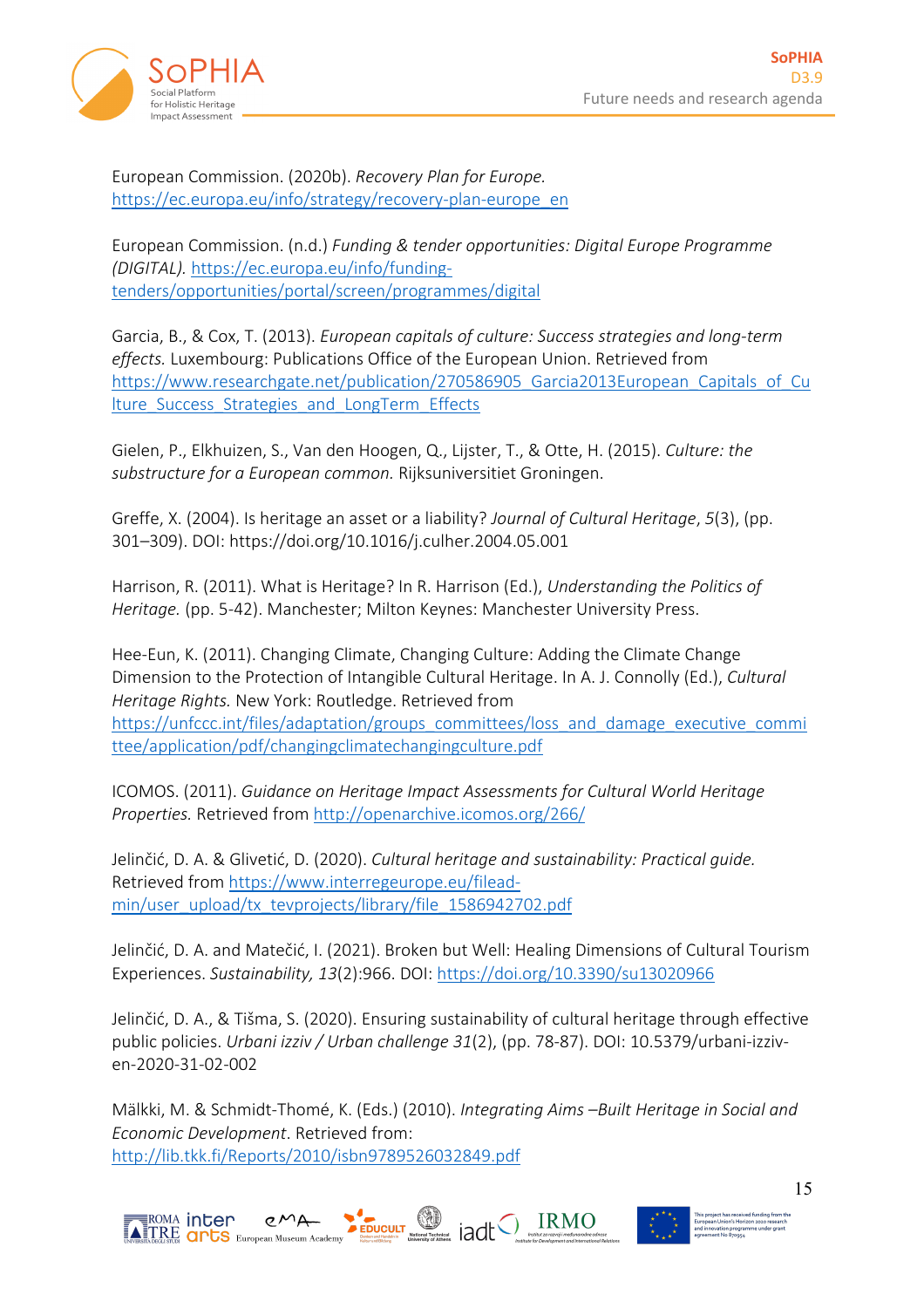European Commission. (2020b). *Recovery Plan for Europe.* https://ec.europa.eu/info/strategy/recovery-plan-europe_en

European Commission. (n.d.) *Funding & tender opportunities: Digital Europe Programme (DIGITAL).* https://ec.europa.eu/info/funding-tenders/opportunities/portal/screen/programmes/digital

Garcia, B., & Cox, T. (2013). *European capitals of culture: Success strategies and long-term effects.* Luxembourg: Publications Office of the European Union. Retrieved from https://www.researchgate.net/publication/270586905_Garcia2013European_Capitals_of_Culture_Success_Strategies_and_LongTerm_Effects

Gielen, P., Elkhuizen, S., Van den Hoogen, Q., Lijster, T., & Otte, H. (2015). *Culture: the substructure for a European common.* Rijksuniversitiet Groningen.

Greffe, X. (2004). Is heritage an asset or a liability? *Journal of Cultural Heritage*, *5*(3), (pp. 301–309). DOI: https://doi.org/10.1016/j.culher.2004.05.001

Harrison, R. (2011). What is Heritage? In R. Harrison (Ed.), *Understanding the Politics of Heritage.* (pp. 5-42). Manchester; Milton Keynes: Manchester University Press.

Hee-Eun, K. (2011). Changing Climate, Changing Culture: Adding the Climate Change Dimension to the Protection of Intangible Cultural Heritage. In A. J. Connolly (Ed.), *Cultural Heritage Rights.* New York: Routledge. Retrieved from https://unfccc.int/files/adaptation/groups_committees/loss_and_damage_executive_committee/application/pdf/changingclimatechangingculture.pdf

ICOMOS. (2011). *Guidance on Heritage Impact Assessments for Cultural World Heritage Properties.* Retrieved from http://openarchive.icomos.org/266/

Jelinčić, D. A. & Glivetić, D. (2020). *Cultural heritage and sustainability: Practical guide.* Retrieved from https://www.interregeurope.eu/filead-min/user_upload/tx_tevprojects/library/file_1586942702.pdf

Jelinčić, D. A. and Matečić, I. (2021). Broken but Well: Healing Dimensions of Cultural Tourism Experiences. *Sustainability, 13*(2):966. DOI: https://doi.org/10.3390/su13020966

Jelinčić, D. A., & Tišma, S. (2020). Ensuring sustainability of cultural heritage through effective public policies. *Urbani izziv / Urban challenge 31*(2), (pp. 78-87). DOI: 10.5379/urbani-izziv-en-2020-31-02-002

Mälkki, M. & Schmidt-Thomé, K. (Eds.) (2010). *Integrating Aims –Built Heritage in Social and Economic Development*. Retrieved from: http://lib.tkk.fi/Reports/2010/isbn9789526032849.pdf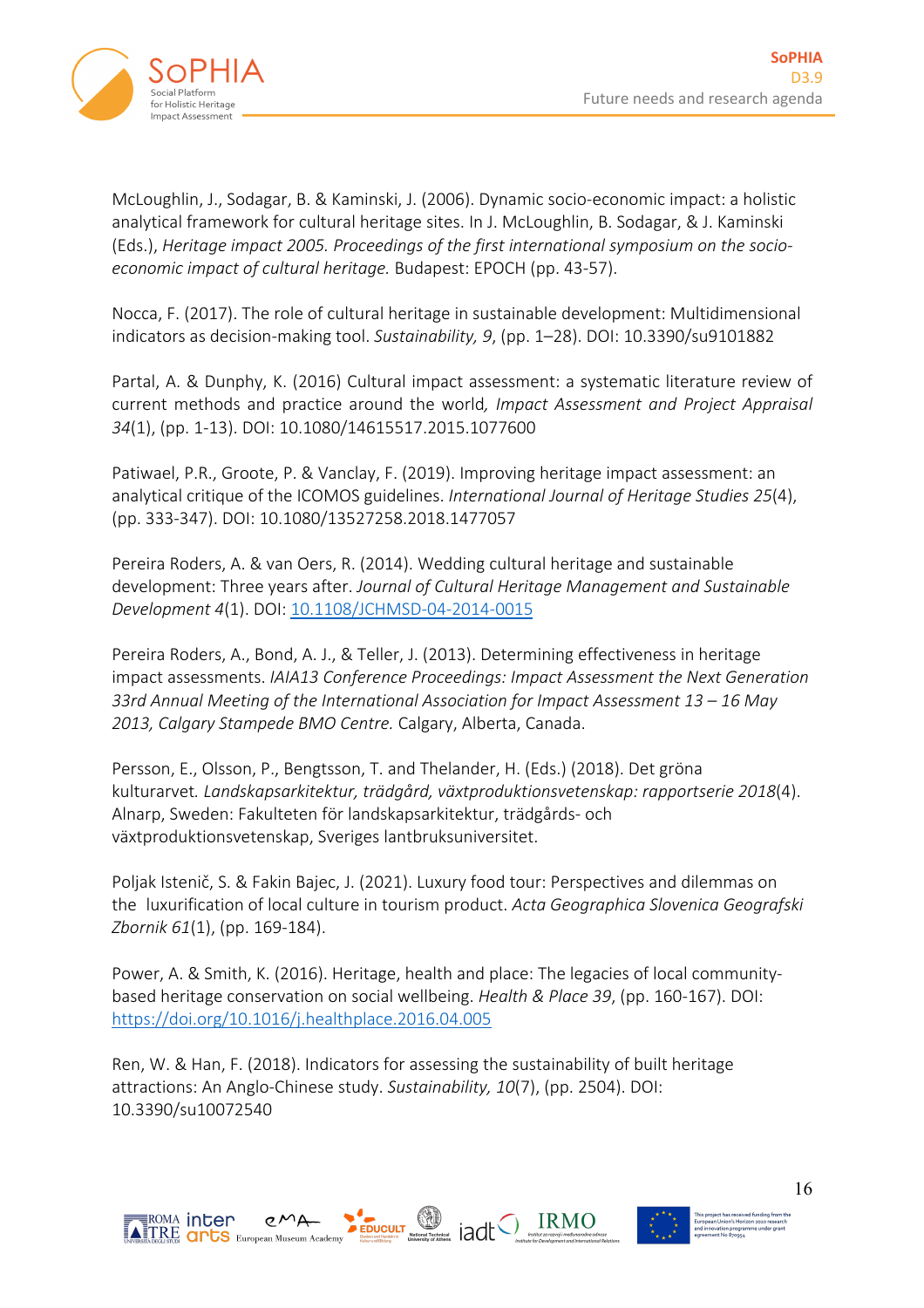McLoughlin, J., Sodagar, B. & Kaminski, J. (2006). Dynamic socio-economic impact: a holistic analytical framework for cultural heritage sites. In J. McLoughlin, B. Sodagar, & J. Kaminski (Eds.), *Heritage impact 2005. Proceedings of the first international symposium on the socio-economic impact of cultural heritage.* Budapest: EPOCH (pp. 43-57).

Nocca, F. (2017). The role of cultural heritage in sustainable development: Multidimensional indicators as decision-making tool. *Sustainability, 9*, (pp. 1–28). DOI: 10.3390/su9101882

Partal, A. & Dunphy, K. (2016) Cultural impact assessment: a systematic literature review of current methods and practice around the world*, Impact Assessment and Project Appraisal 34*(1), (pp. 1-13). DOI: 10.1080/14615517.2015.1077600

Patiwael, P.R., Groote, P. & Vanclay, F. (2019). Improving heritage impact assessment: an analytical critique of the ICOMOS guidelines. *International Journal of Heritage Studies 25*(4), (pp. 333-347). DOI: 10.1080/13527258.2018.1477057

Pereira Roders, A. & van Oers, R. (2014). Wedding cultural heritage and sustainable development: Three years after. *Journal of Cultural Heritage Management and Sustainable Development 4*(1). DOI: 10.1108/JCHMSD-04-2014-0015

Pereira Roders, A., Bond, A. J., & Teller, J. (2013). Determining effectiveness in heritage impact assessments. *IAIA13 Conference Proceedings: Impact Assessment the Next Generation 33rd Annual Meeting of the International Association for Impact Assessment 13 – 16 May 2013, Calgary Stampede BMO Centre.* Calgary, Alberta, Canada.

Persson, E., Olsson, P., Bengtsson, T. and Thelander, H. (Eds.) (2018). Det gröna kulturarvet*. Landskapsarkitektur, trädgård, växtproduktionsvetenskap: rapportserie 2018*(4). Alnarp, Sweden: Fakulteten för landskapsarkitektur, trädgårds- och växtproduktionsvetenskap, Sveriges lantbruksuniversitet.

Poljak Istenič, S. & Fakin Bajec, J. (2021). Luxury food tour: Perspectives and dilemmas on the luxurification of local culture in tourism product. *Acta Geographica Slovenica Geografski Zbornik 61*(1), (pp. 169-184).

Power, A. & Smith, K. (2016). Heritage, health and place: The legacies of local community-based heritage conservation on social wellbeing. *Health & Place 39*, (pp. 160-167). DOI: https://doi.org/10.1016/j.healthplace.2016.04.005

Ren, W. & Han, F. (2018). Indicators for assessing the sustainability of built heritage attractions: An Anglo-Chinese study. *Sustainability, 10*(7), (pp. 2504). DOI: 10.3390/su10072540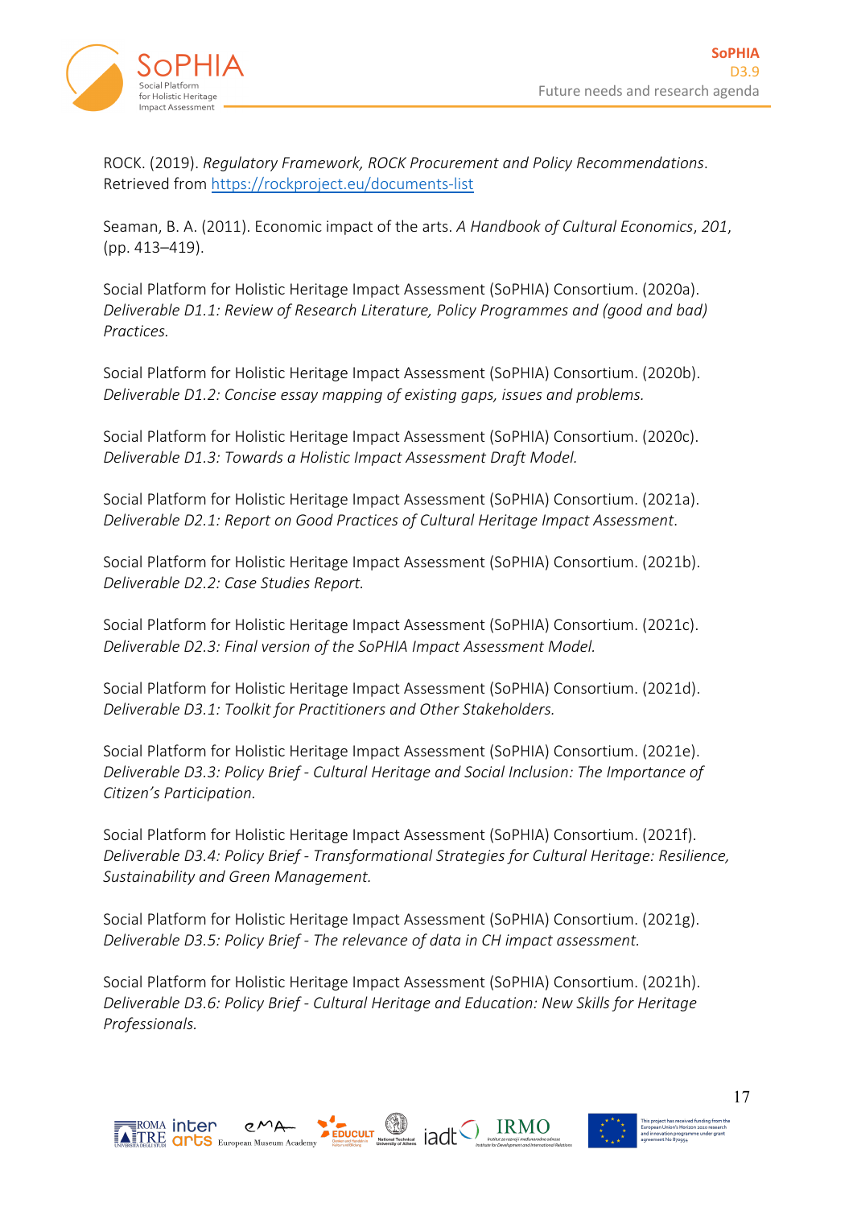ROCK. (2019). *Regulatory Framework, ROCK Procurement and Policy Recommendations*. Retrieved from https://rockproject.eu/documents-list

Seaman, B. A. (2011). Economic impact of the arts. *A Handbook of Cultural Economics*, *201*, (pp. 413–419).

Social Platform for Holistic Heritage Impact Assessment (SoPHIA) Consortium. (2020a). *Deliverable D1.1: Review of Research Literature, Policy Programmes and (good and bad) Practices.*

Social Platform for Holistic Heritage Impact Assessment (SoPHIA) Consortium. (2020b). *Deliverable D1.2: Concise essay mapping of existing gaps, issues and problems.*

Social Platform for Holistic Heritage Impact Assessment (SoPHIA) Consortium. (2020c). *Deliverable D1.3: Towards a Holistic Impact Assessment Draft Model.*

Social Platform for Holistic Heritage Impact Assessment (SoPHIA) Consortium. (2021a). *Deliverable D2.1: Report on Good Practices of Cultural Heritage Impact Assessment*.

Social Platform for Holistic Heritage Impact Assessment (SoPHIA) Consortium. (2021b). *Deliverable D2.2: Case Studies Report.*

Social Platform for Holistic Heritage Impact Assessment (SoPHIA) Consortium. (2021c). *Deliverable D2.3: Final version of the SoPHIA Impact Assessment Model.*

Social Platform for Holistic Heritage Impact Assessment (SoPHIA) Consortium. (2021d). *Deliverable D3.1: Toolkit for Practitioners and Other Stakeholders.*

Social Platform for Holistic Heritage Impact Assessment (SoPHIA) Consortium. (2021e). *Deliverable D3.3: Policy Brief - Cultural Heritage and Social Inclusion: The Importance of Citizen's Participation.*

Social Platform for Holistic Heritage Impact Assessment (SoPHIA) Consortium. (2021f). *Deliverable D3.4: Policy Brief - Transformational Strategies for Cultural Heritage: Resilience, Sustainability and Green Management.*

Social Platform for Holistic Heritage Impact Assessment (SoPHIA) Consortium. (2021g). *Deliverable D3.5: Policy Brief - The relevance of data in CH impact assessment.*

Social Platform for Holistic Heritage Impact Assessment (SoPHIA) Consortium. (2021h). *Deliverable D3.6: Policy Brief - Cultural Heritage and Education: New Skills for Heritage Professionals.*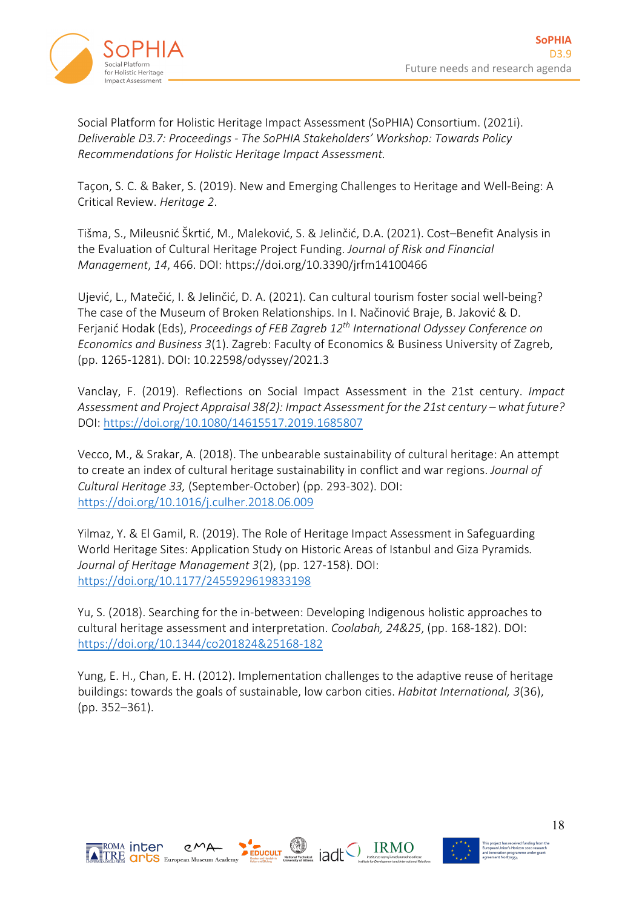Social Platform for Holistic Heritage Impact Assessment (SoPHIA) Consortium. (2021i). *Deliverable D3.7: Proceedings - The SoPHIA Stakeholders' Workshop: Towards Policy Recommendations for Holistic Heritage Impact Assessment.*

Taçon, S. C. & Baker, S. (2019). New and Emerging Challenges to Heritage and Well-Being: A Critical Review. *Heritage 2*.

Tišma, S., Mileusnić Škrtić, M., Maleković, S. & Jelinčić, D.A. (2021). Cost–Benefit Analysis in the Evaluation of Cultural Heritage Project Funding. *Journal of Risk and Financial Management*, *14*, 466. DOI: https://doi.org/10.3390/jrfm14100466

Ujević, L., Matečić, I. & Jelinčić, D. A. (2021). Can cultural tourism foster social well-being? The case of the Museum of Broken Relationships. In I. Načinović Braje, B. Jaković & D. Ferjanić Hodak (Eds), *Proceedings of FEB Zagreb 12th International Odyssey Conference on Economics and Business 3*(1). Zagreb: Faculty of Economics & Business University of Zagreb, (pp. 1265-1281). DOI: 10.22598/odyssey/2021.3

Vanclay, F. (2019). Reflections on Social Impact Assessment in the 21st century. *Impact Assessment and Project Appraisal 38(2): Impact Assessment for the 21st century – what future?* DOI: https://doi.org/10.1080/14615517.2019.1685807

Vecco, M., & Srakar, A. (2018). The unbearable sustainability of cultural heritage: An attempt to create an index of cultural heritage sustainability in conflict and war regions. *Journal of Cultural Heritage 33,* (September-October) (pp. 293-302). DOI: https://doi.org/10.1016/j.culher.2018.06.009

Yilmaz, Y. & El Gamil, R. (2019). The Role of Heritage Impact Assessment in Safeguarding World Heritage Sites: Application Study on Historic Areas of Istanbul and Giza Pyramids. *Journal of Heritage Management 3*(2), (pp. 127-158). DOI: https://doi.org/10.1177/2455929619833198

Yu, S. (2018). Searching for the in-between: Developing Indigenous holistic approaches to cultural heritage assessment and interpretation. *Coolabah, 24&25*, (pp. 168-182). DOI: https://doi.org/10.1344/co201824&25168-182

Yung, E. H., Chan, E. H. (2012). Implementation challenges to the adaptive reuse of heritage buildings: towards the goals of sustainable, low carbon cities. *Habitat International, 3*(36), (pp. 352–361).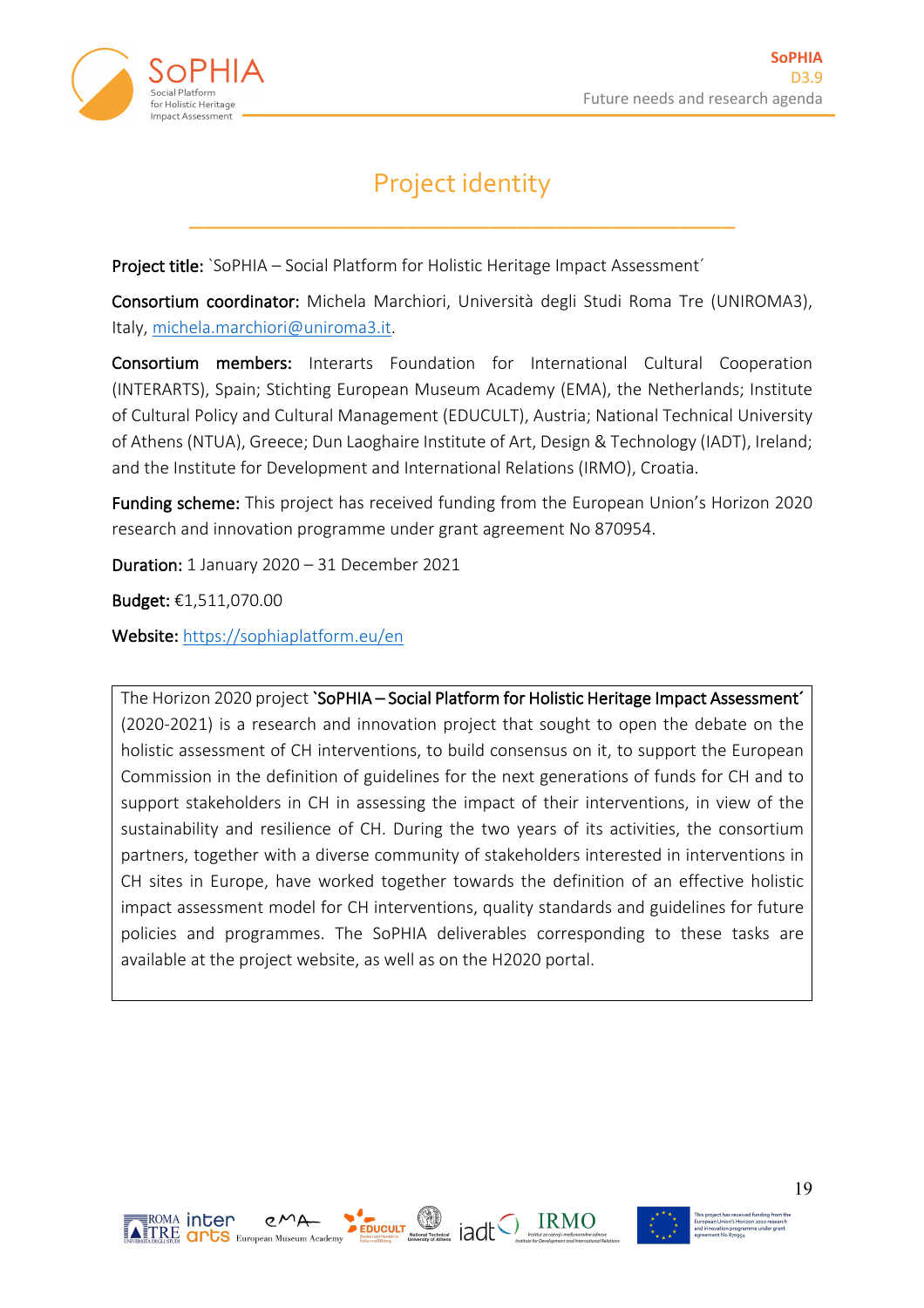# Project identity

**Project title:** `SoPHIA – Social Platform for Holistic Heritage Impact Assessment´

**Consortium coordinator:** Michela Marchiori, Università degli Studi Roma Tre (UNIROMA3), Italy, michela.marchiori@uniroma3.it.

**Consortium members:** Interarts Foundation for International Cultural Cooperation (INTERARTS), Spain; Stichting European Museum Academy (EMA), the Netherlands; Institute of Cultural Policy and Cultural Management (EDUCULT), Austria; National Technical University of Athens (NTUA), Greece; Dun Laoghaire Institute of Art, Design & Technology (IADT), Ireland; and the Institute for Development and International Relations (IRMO), Croatia.

**Funding scheme:** This project has received funding from the European Union's Horizon 2020 research and innovation programme under grant agreement No 870954.

**Duration:** 1 January 2020 – 31 December 2021

**Budget:** €1,511,070.00

**Website:** https://sophiaplatform.eu/en

The Horizon 2020 project **`SoPHIA – Social Platform for Holistic Heritage Impact Assessment´** (2020-2021) is a research and innovation project that sought to open the debate on the holistic assessment of CH interventions, to build consensus on it, to support the European Commission in the definition of guidelines for the next generations of funds for CH and to support stakeholders in CH in assessing the impact of their interventions, in view of the sustainability and resilience of CH. During the two years of its activities, the consortium partners, together with a diverse community of stakeholders interested in interventions in CH sites in Europe, have worked together towards the definition of an effective holistic impact assessment model for CH interventions, quality standards and guidelines for future policies and programmes. The SoPHIA deliverables corresponding to these tasks are available at the project website, as well as on the H2020 portal.